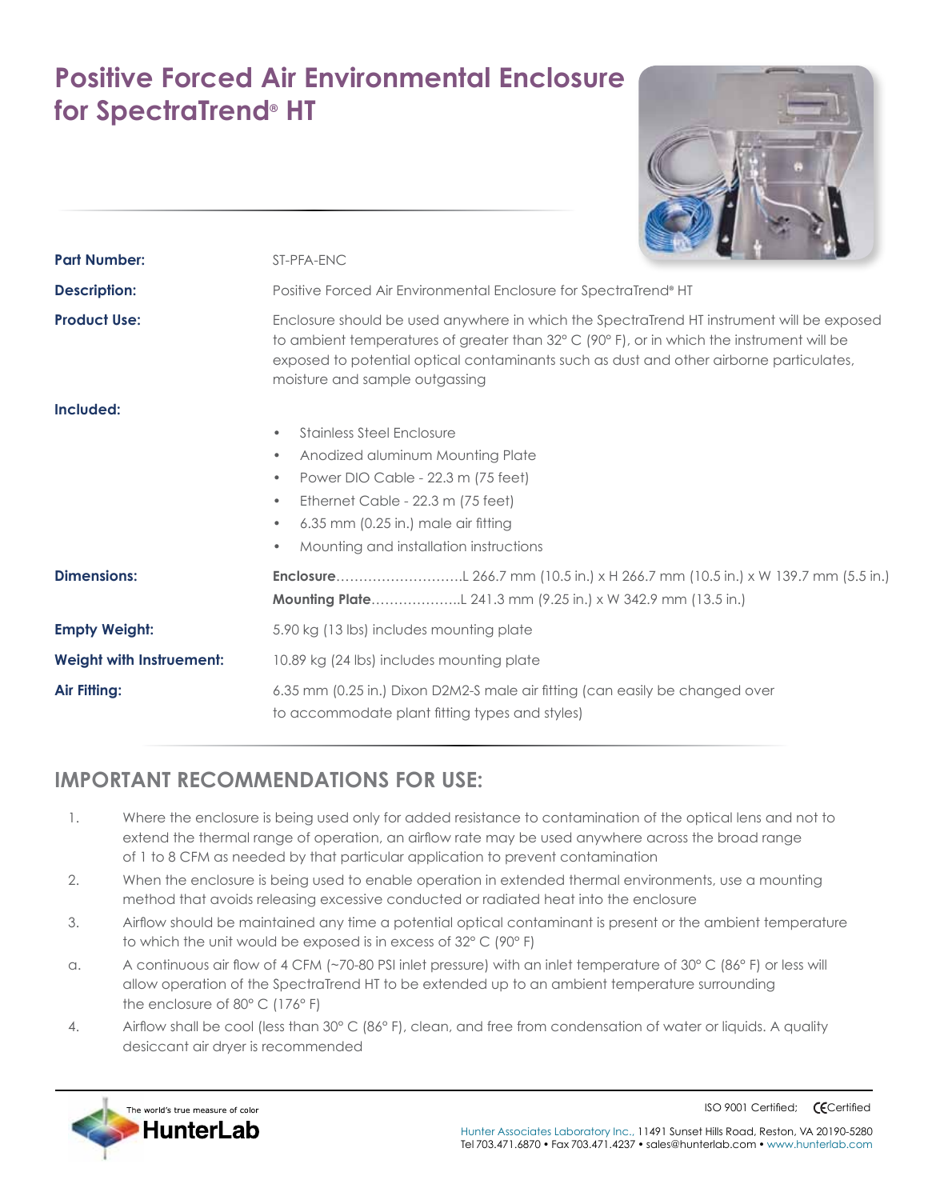# Positive Forced Air Environmental Enclosure for SpectraTrend® HT

**Part Number:** ST-PFA-ENC

**Description:** Positive Forced Air Environmental Enclosure for SpectraTrend® HT

**Product Use:** Enclosure should be used anywhere in which the SpectraTrend HT instrument will be exposed to ambient temperatures of greater than 32° C (90° F), or in which the instrument will be exposed to potential optical contaminants such as dust and other airborne particulates, moisture and sample outgassing

**Included:**

- Stainless Steel Enclosure
- Anodized aluminum Mounting Plate
- Power DIO Cable - 22.3 m (75 feet)
- Ethernet Cable - 22.3 m (75 feet)
- 6.35 mm (0.25 in.) male air fitting
- Mounting and installation instructions

**Dimensions:**

**Enclosure**............................L 266.7 mm (10.5 in.) x H 266.7 mm (10.5 in.) x W 139.7 mm (5.5 in.)

**Mounting Plate**....................L 241.3 mm (9.25 in.) x W 342.9 mm (13.5 in.)

**Empty Weight:** 5.90 kg (13 lbs) includes mounting plate

**Weight with Instruement:** 10.89 kg (24 lbs) includes mounting plate

**Air Fitting:** 6.35 mm (0.25 in.) Dixon D2M2-S male air fitting (can easily be changed over to accommodate plant fitting types and styles)

## IMPORTANT RECOMMENDATIONS FOR USE:

1. Where the enclosure is being used only for added resistance to contamination of the optical lens and not to extend the thermal range of operation, an airflow rate may be used anywhere across the broad range of 1 to 8 CFM as needed by that particular application to prevent contamination
2. When the enclosure is being used to enable operation in extended thermal environments, use a mounting method that avoids releasing excessive conducted or radiated heat into the enclosure
3. Airflow should be maintained any time a potential optical contaminant is present or the ambient temperature to which the unit would be exposed is in excess of 32° C (90° F)

a. A continuous air flow of 4 CFM (~70-80 PSI inlet pressure) with an inlet temperature of 30° C (86° F) or less will allow operation of the SpectraTrend HT to be extended up to an ambient temperature surrounding the enclosure of 80° C (176° F)

4. Airflow shall be cool (less than 30° C (86° F), clean, and free from condensation of water or liquids. A quality desiccant air dryer is recommended

The world's true measure of color
HunterLab

ISO 9001 Certified; CE Certified

Hunter Associates Laboratory Inc., 11491 Sunset Hills Road, Reston, VA 20190-5280
Tel 703.471.6870 • Fax 703.471.4237 • sales@hunterlab.com • www.hunterlab.com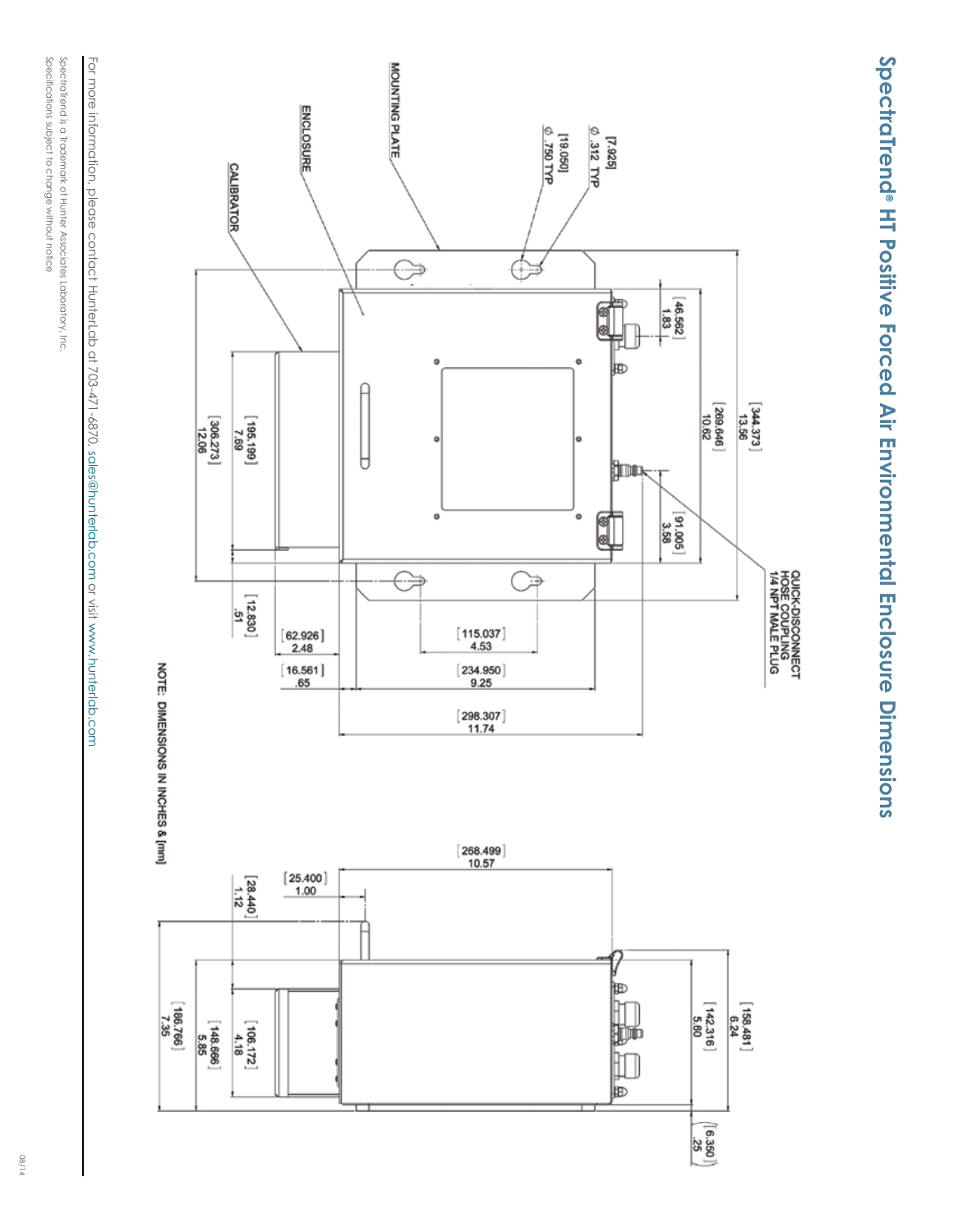# SpectraTrend® HT Positive Forced Air Environmental Enclosure Dimensions

MOUNTING PLATE

ENCLOSURE

CALIBRATOR

[7.925]
Ø .312 TYP

[19.050]
Ø .750 TYP

QUICK-DISCONNECT
HOSE COUPLING
1/4 NPT MALE PLUG

[344.373]
13.56

[269.646]
10.62

[46.562]
1.83

[91.005]
3.58

[195.199]
7.69

[306.273]
12.06

[12.830]
.51

[62.926]
2.48

[16.561]
.65

[115.037]
4.53

[234.950]
9.25

[298.307]
11.74

NOTE: DIMENSIONS IN INCHES & [mm]

[268.499]
10.57

[25.400]
1.00

[28.440]
1.12

[158.481]
6.24

[142.316]
5.60

[106.172]
4.18

[148.666]
5.85

[186.766]
7.35

[6.350]
.25

For more information, please contact HunterLab at 703-471-6870, sales@hunterlab.com or visit www.hunterlab.com

SpectraTrend is a Trademark of Hunter Associates Laboratory, Inc.
Specifications subject to change without notice

08/14